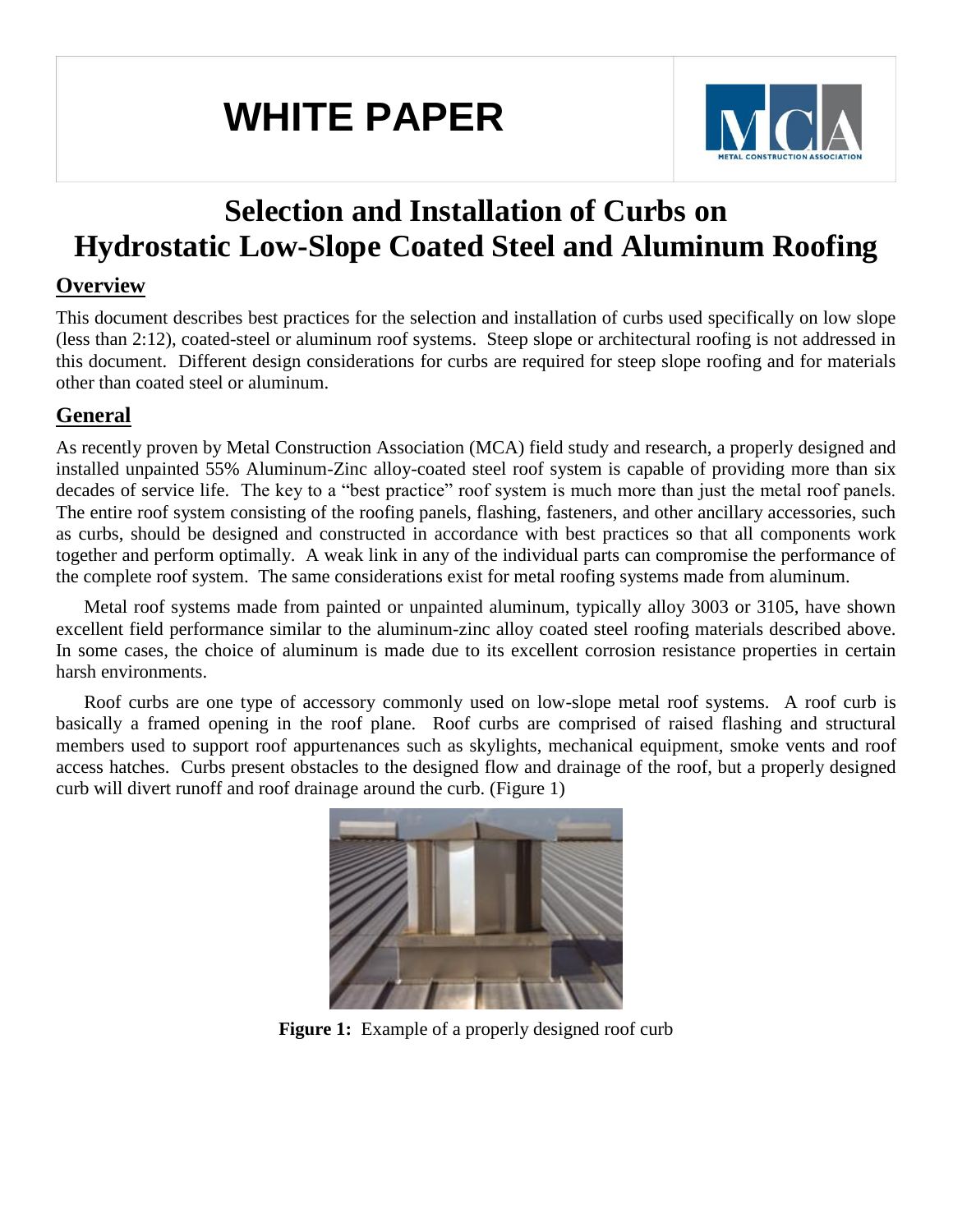# WHITE PAPER

METAL CONSTRUCTION ASSOCIATION

# Selection and Installation of Curbs on Hydrostatic Low-Slope Coated Steel and Aluminum Roofing

## Overview

This document describes best practices for the selection and installation of curbs used specifically on low slope (less than 2:12), coated-steel or aluminum roof systems. Steep slope or architectural roofing is not addressed in this document. Different design considerations for curbs are required for steep slope roofing and for materials other than coated steel or aluminum.

## General

As recently proven by Metal Construction Association (MCA) field study and research, a properly designed and installed unpainted 55% Aluminum-Zinc alloy-coated steel roof system is capable of providing more than six decades of service life. The key to a "best practice" roof system is much more than just the metal roof panels. The entire roof system consisting of the roofing panels, flashing, fasteners, and other ancillary accessories, such as curbs, should be designed and constructed in accordance with best practices so that all components work together and perform optimally. A weak link in any of the individual parts can compromise the performance of the complete roof system. The same considerations exist for metal roofing systems made from aluminum.

Metal roof systems made from painted or unpainted aluminum, typically alloy 3003 or 3105, have shown excellent field performance similar to the aluminum-zinc alloy coated steel roofing materials described above. In some cases, the choice of aluminum is made due to its excellent corrosion resistance properties in certain harsh environments.

Roof curbs are one type of accessory commonly used on low-slope metal roof systems. A roof curb is basically a framed opening in the roof plane. Roof curbs are comprised of raised flashing and structural members used to support roof appurtenances such as skylights, mechanical equipment, smoke vents and roof access hatches. Curbs present obstacles to the designed flow and drainage of the roof, but a properly designed curb will divert runoff and roof drainage around the curb. (Figure 1)

**Figure 1:** Example of a properly designed roof curb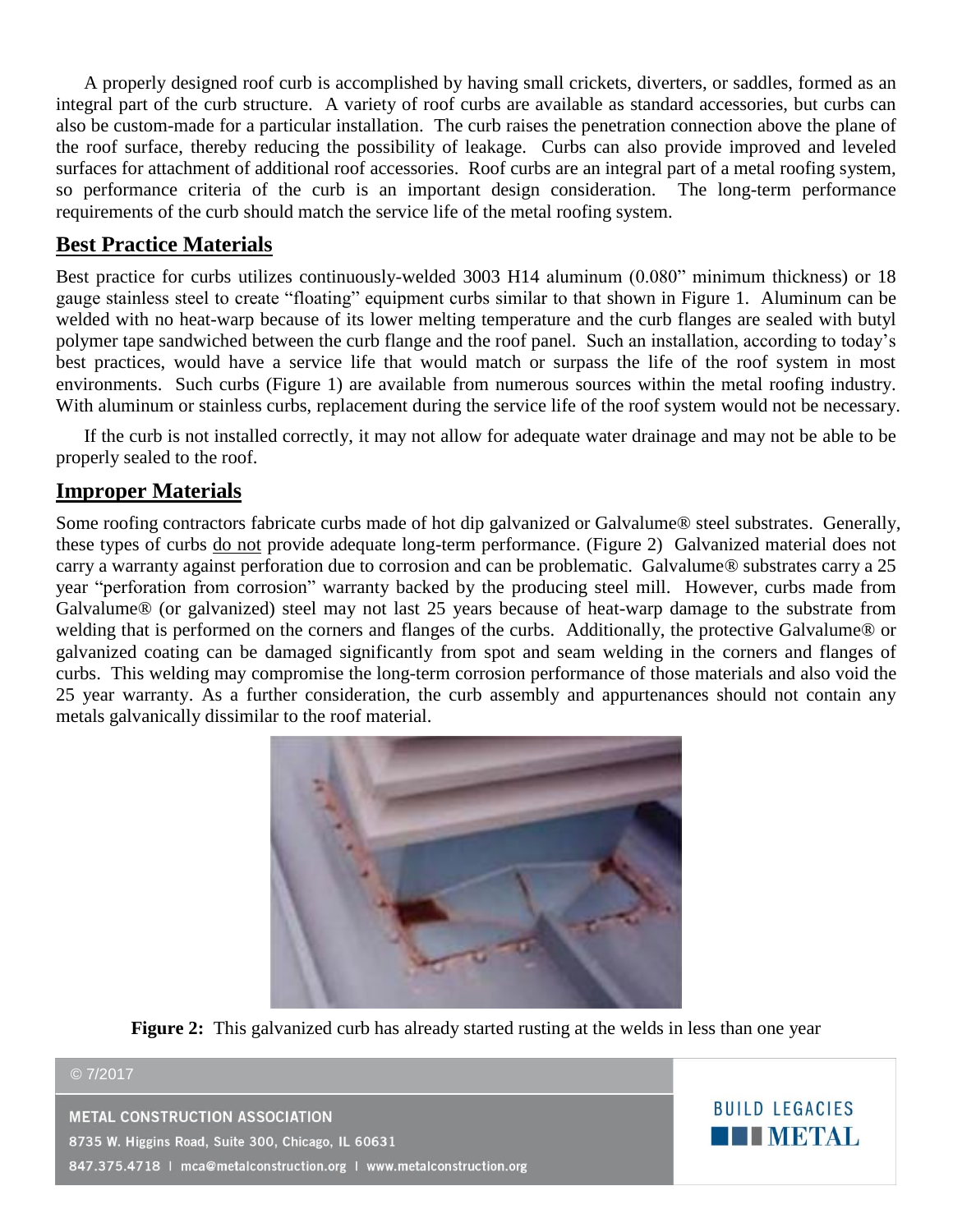A properly designed roof curb is accomplished by having small crickets, diverters, or saddles, formed as an integral part of the curb structure. A variety of roof curbs are available as standard accessories, but curbs can also be custom-made for a particular installation. The curb raises the penetration connection above the plane of the roof surface, thereby reducing the possibility of leakage. Curbs can also provide improved and leveled surfaces for attachment of additional roof accessories. Roof curbs are an integral part of a metal roofing system, so performance criteria of the curb is an important design consideration. The long-term performance requirements of the curb should match the service life of the metal roofing system.

## Best Practice Materials

Best practice for curbs utilizes continuously-welded 3003 H14 aluminum (0.080" minimum thickness) or 18 gauge stainless steel to create "floating" equipment curbs similar to that shown in Figure 1. Aluminum can be welded with no heat-warp because of its lower melting temperature and the curb flanges are sealed with butyl polymer tape sandwiched between the curb flange and the roof panel. Such an installation, according to today's best practices, would have a service life that would match or surpass the life of the roof system in most environments. Such curbs (Figure 1) are available from numerous sources within the metal roofing industry. With aluminum or stainless curbs, replacement during the service life of the roof system would not be necessary.

If the curb is not installed correctly, it may not allow for adequate water drainage and may not be able to be properly sealed to the roof.

## Improper Materials

Some roofing contractors fabricate curbs made of hot dip galvanized or Galvalume® steel substrates. Generally, these types of curbs do not provide adequate long-term performance. (Figure 2) Galvanized material does not carry a warranty against perforation due to corrosion and can be problematic. Galvalume® substrates carry a 25 year "perforation from corrosion" warranty backed by the producing steel mill. However, curbs made from Galvalume® (or galvanized) steel may not last 25 years because of heat-warp damage to the substrate from welding that is performed on the corners and flanges of the curbs. Additionally, the protective Galvalume® or galvanized coating can be damaged significantly from spot and seam welding in the corners and flanges of curbs. This welding may compromise the long-term corrosion performance of those materials and also void the 25 year warranty. As a further consideration, the curb assembly and appurtenances should not contain any metals galvanically dissimilar to the roof material.

**Figure 2:** This galvanized curb has already started rusting at the welds in less than one year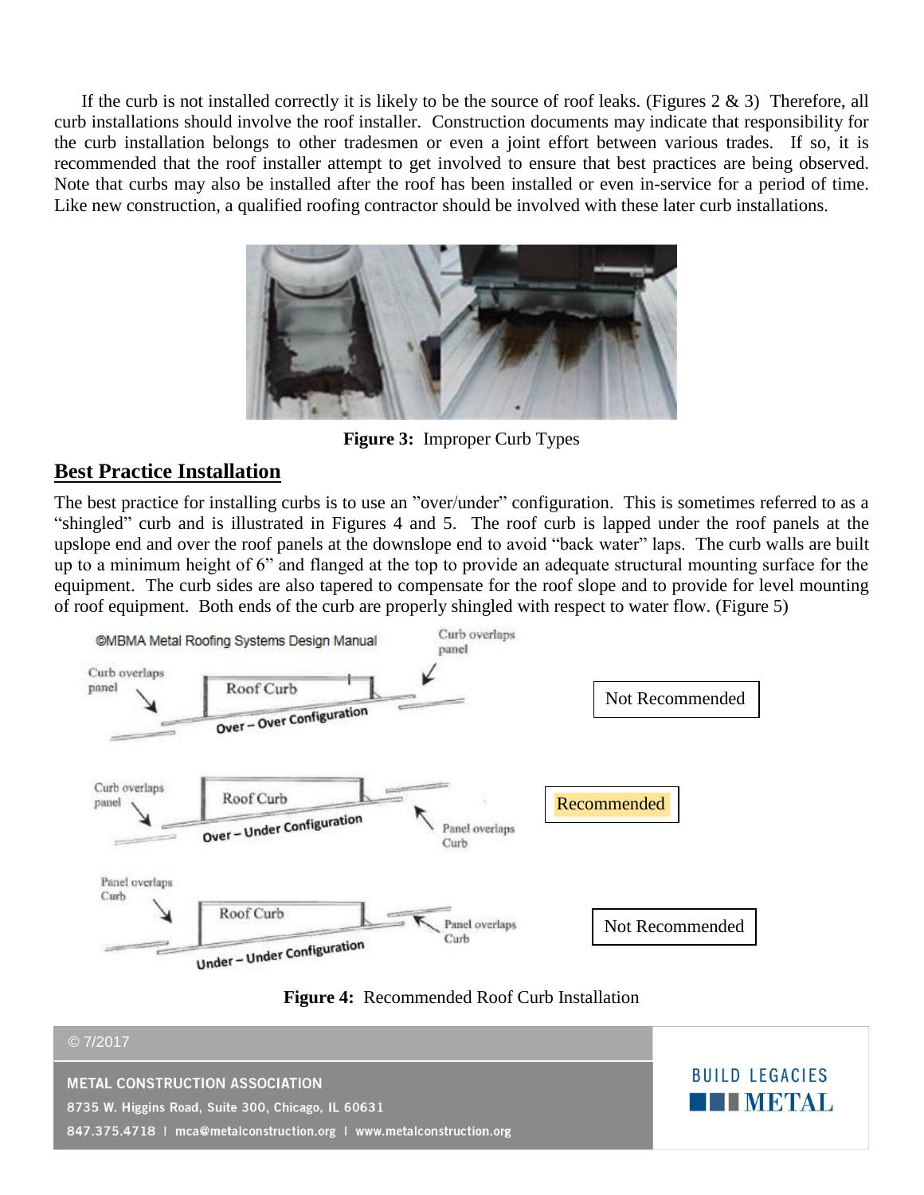If the curb is not installed correctly it is likely to be the source of roof leaks. (Figures 2 & 3) Therefore, all curb installations should involve the roof installer. Construction documents may indicate that responsibility for the curb installation belongs to other tradesmen or even a joint effort between various trades. If so, it is recommended that the roof installer attempt to get involved to ensure that best practices are being observed. Note that curbs may also be installed after the roof has been installed or even in-service for a period of time. Like new construction, a qualified roofing contractor should be involved with these later curb installations.

**Figure 3:** Improper Curb Types

## Best Practice Installation

The best practice for installing curbs is to use an "over/under" configuration. This is sometimes referred to as a "shingled" curb and is illustrated in Figures 4 and 5. The roof curb is lapped under the roof panels at the upslope end and over the roof panels at the downslope end to avoid "back water" laps. The curb walls are built up to a minimum height of 6" and flanged at the top to provide an adequate structural mounting surface for the equipment. The curb sides are also tapered to compensate for the roof slope and to provide for level mounting of roof equipment. Both ends of the curb are properly shingled with respect to water flow. (Figure 5)

©MBMA Metal Roofing Systems Design Manual

Curb overlaps panel
Roof Curb
Curb overlaps panel
Over – Over Configuration
Not Recommended

Curb overlaps panel
Roof Curb
Panel overlaps Curb
Over – Under Configuration
Recommended

Panel overlaps Curb
Roof Curb
Panel overlaps Curb
Under – Under Configuration
Not Recommended

**Figure 4:** Recommended Roof Curb Installation

© 7/2017

METAL CONSTRUCTION ASSOCIATION
8735 W. Higgins Road, Suite 300, Chicago, IL 60631
847.375.4718 | mca@metalconstruction.org | www.metalconstruction.org

BUILD LEGACIES METAL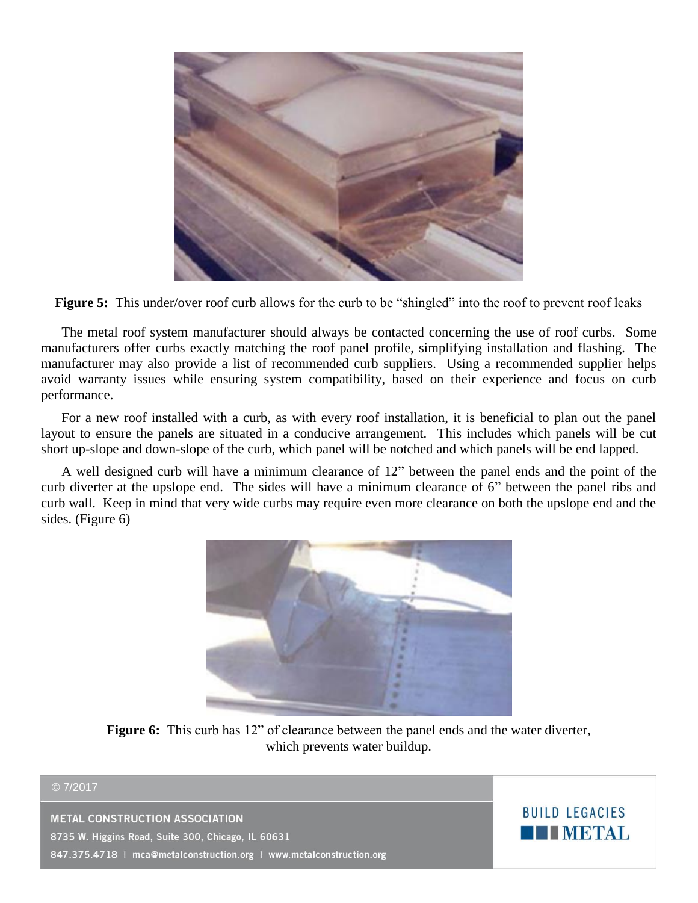**Figure 5:** This under/over roof curb allows for the curb to be "shingled" into the roof to prevent roof leaks

The metal roof system manufacturer should always be contacted concerning the use of roof curbs. Some manufacturers offer curbs exactly matching the roof panel profile, simplifying installation and flashing. The manufacturer may also provide a list of recommended curb suppliers. Using a recommended supplier helps avoid warranty issues while ensuring system compatibility, based on their experience and focus on curb performance.

For a new roof installed with a curb, as with every roof installation, it is beneficial to plan out the panel layout to ensure the panels are situated in a conducive arrangement. This includes which panels will be cut short up-slope and down-slope of the curb, which panel will be notched and which panels will be end lapped.

A well designed curb will have a minimum clearance of 12" between the panel ends and the point of the curb diverter at the upslope end. The sides will have a minimum clearance of 6" between the panel ribs and curb wall. Keep in mind that very wide curbs may require even more clearance on both the upslope end and the sides. (Figure 6)

**Figure 6:** This curb has 12" of clearance between the panel ends and the water diverter, which prevents water buildup.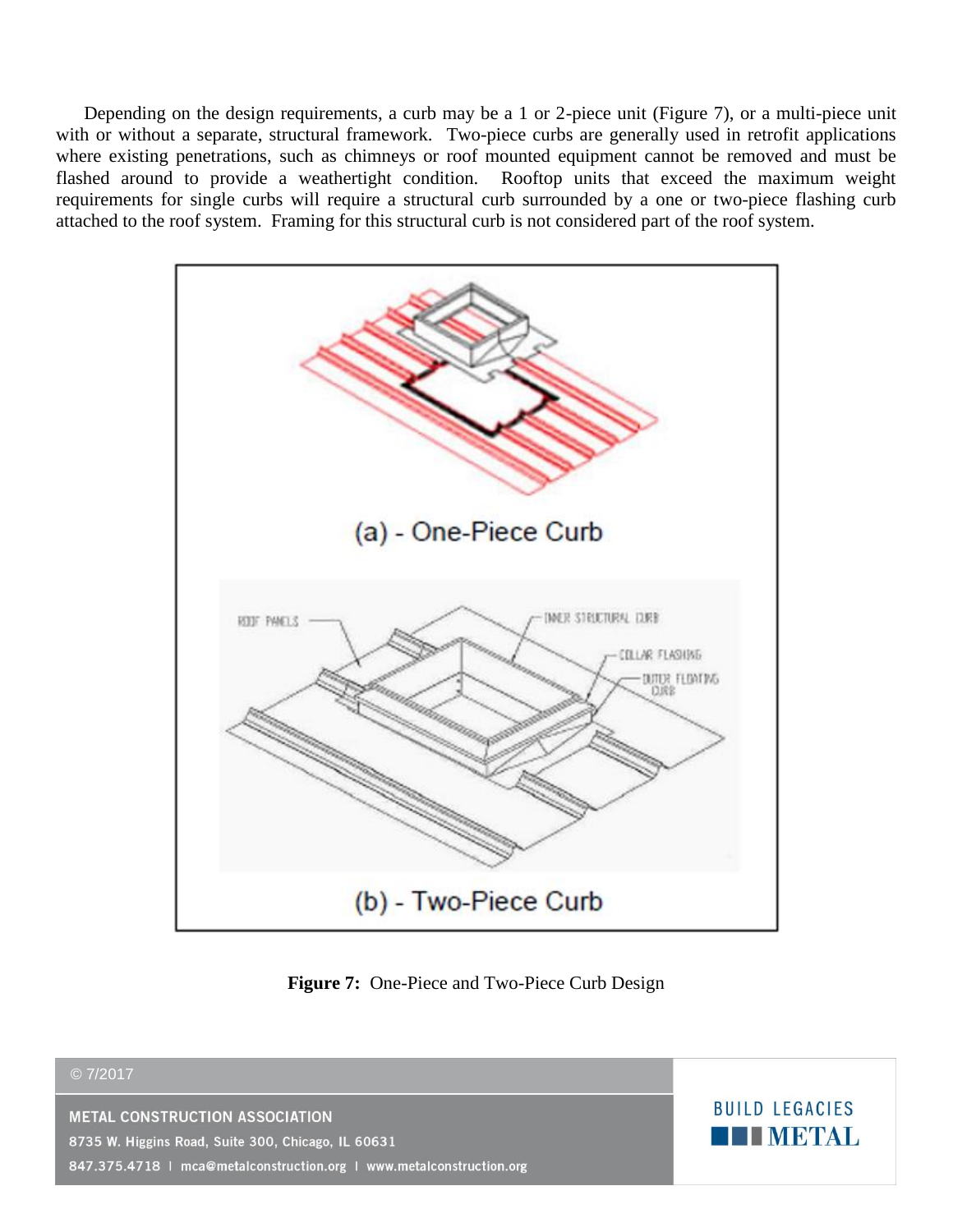Depending on the design requirements, a curb may be a 1 or 2-piece unit (Figure 7), or a multi-piece unit with or without a separate, structural framework. Two-piece curbs are generally used in retrofit applications where existing penetrations, such as chimneys or roof mounted equipment cannot be removed and must be flashed around to provide a weathertight condition. Rooftop units that exceed the maximum weight requirements for single curbs will require a structural curb surrounded by a one or two-piece flashing curb attached to the roof system. Framing for this structural curb is not considered part of the roof system.

(a) - One-Piece Curb

ROOF PANELS

INNER STRUCTURAL CURB

COLLAR FLASHING

OUTER FLOATING CURB

(b) - Two-Piece Curb

**Figure 7:** One-Piece and Two-Piece Curb Design

© 7/2017

METAL CONSTRUCTION ASSOCIATION
8735 W. Higgins Road, Suite 300, Chicago, IL 60631
847.375.4718 | mca@metalconstruction.org | www.metalconstruction.org

BUILD LEGACIES METAL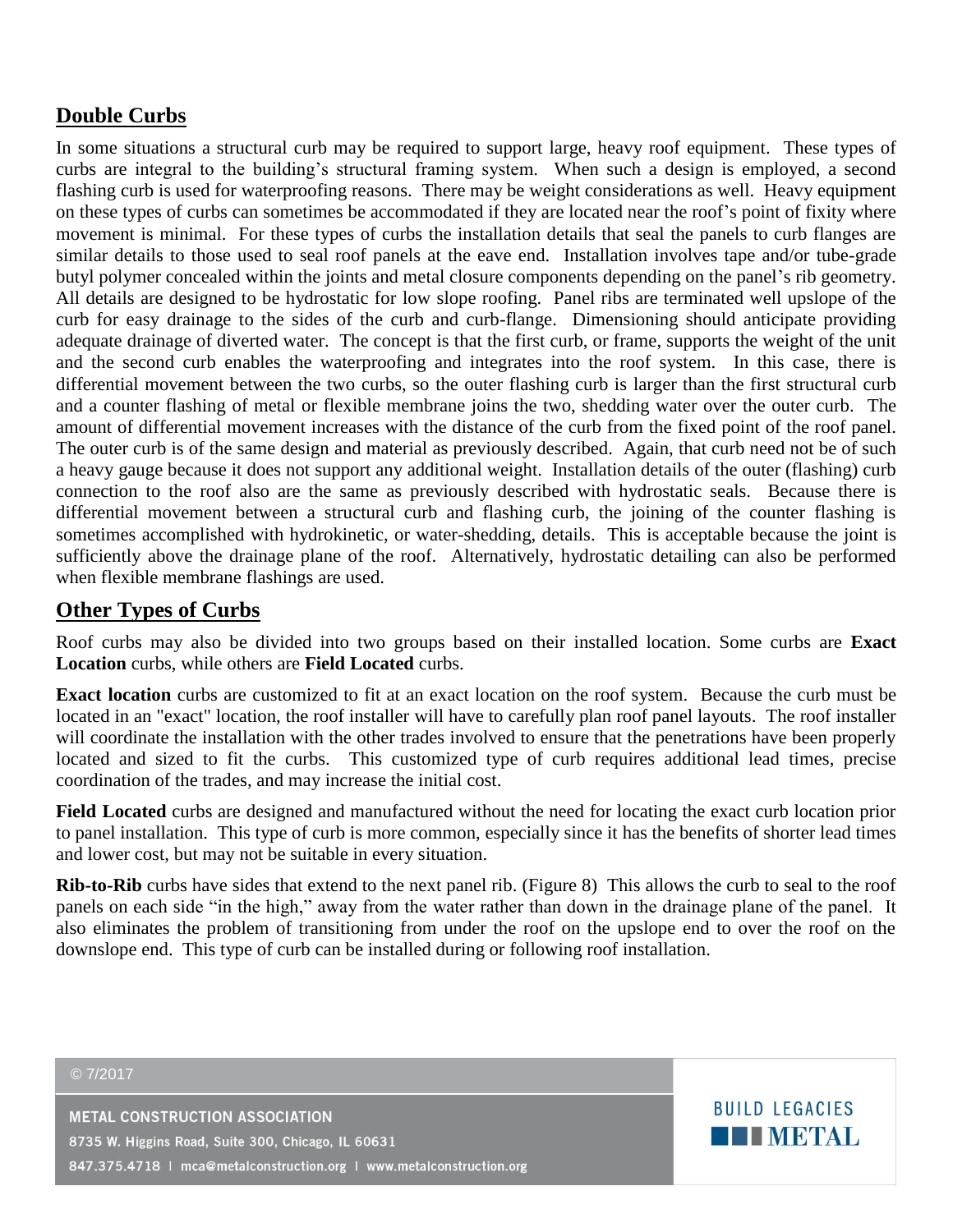## Double Curbs

In some situations a structural curb may be required to support large, heavy roof equipment. These types of curbs are integral to the building's structural framing system. When such a design is employed, a second flashing curb is used for waterproofing reasons. There may be weight considerations as well. Heavy equipment on these types of curbs can sometimes be accommodated if they are located near the roof's point of fixity where movement is minimal. For these types of curbs the installation details that seal the panels to curb flanges are similar details to those used to seal roof panels at the eave end. Installation involves tape and/or tube-grade butyl polymer concealed within the joints and metal closure components depending on the panel's rib geometry. All details are designed to be hydrostatic for low slope roofing. Panel ribs are terminated well upslope of the curb for easy drainage to the sides of the curb and curb-flange. Dimensioning should anticipate providing adequate drainage of diverted water. The concept is that the first curb, or frame, supports the weight of the unit and the second curb enables the waterproofing and integrates into the roof system. In this case, there is differential movement between the two curbs, so the outer flashing curb is larger than the first structural curb and a counter flashing of metal or flexible membrane joins the two, shedding water over the outer curb. The amount of differential movement increases with the distance of the curb from the fixed point of the roof panel. The outer curb is of the same design and material as previously described. Again, that curb need not be of such a heavy gauge because it does not support any additional weight. Installation details of the outer (flashing) curb connection to the roof also are the same as previously described with hydrostatic seals. Because there is differential movement between a structural curb and flashing curb, the joining of the counter flashing is sometimes accomplished with hydrokinetic, or water-shedding, details. This is acceptable because the joint is sufficiently above the drainage plane of the roof. Alternatively, hydrostatic detailing can also be performed when flexible membrane flashings are used.

## Other Types of Curbs

Roof curbs may also be divided into two groups based on their installed location. Some curbs are **Exact Location** curbs, while others are **Field Located** curbs.

**Exact location** curbs are customized to fit at an exact location on the roof system. Because the curb must be located in an "exact" location, the roof installer will have to carefully plan roof panel layouts. The roof installer will coordinate the installation with the other trades involved to ensure that the penetrations have been properly located and sized to fit the curbs. This customized type of curb requires additional lead times, precise coordination of the trades, and may increase the initial cost.

**Field Located** curbs are designed and manufactured without the need for locating the exact curb location prior to panel installation. This type of curb is more common, especially since it has the benefits of shorter lead times and lower cost, but may not be suitable in every situation.

**Rib-to-Rib** curbs have sides that extend to the next panel rib. (Figure 8) This allows the curb to seal to the roof panels on each side "in the high," away from the water rather than down in the drainage plane of the panel. It also eliminates the problem of transitioning from under the roof on the upslope end to over the roof on the downslope end. This type of curb can be installed during or following roof installation.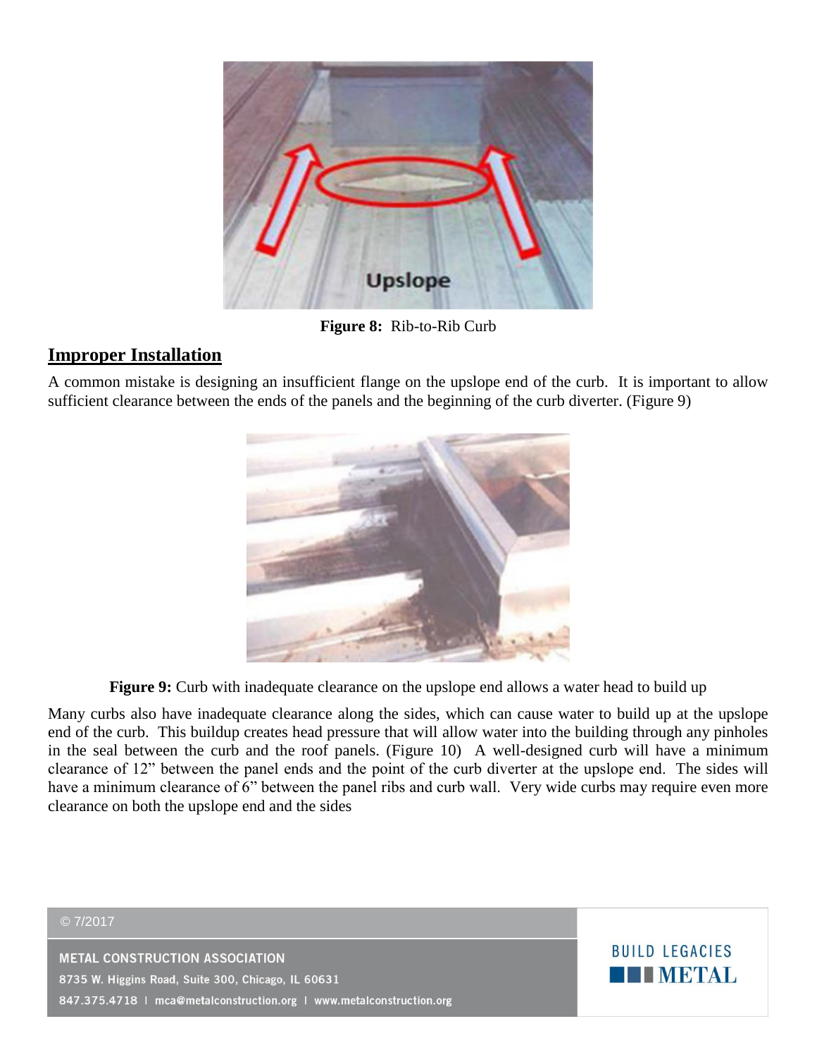**Figure 8:** Rib-to-Rib Curb

## Improper Installation

A common mistake is designing an insufficient flange on the upslope end of the curb. It is important to allow sufficient clearance between the ends of the panels and the beginning of the curb diverter. (Figure 9)

**Figure 9:** Curb with inadequate clearance on the upslope end allows a water head to build up

Many curbs also have inadequate clearance along the sides, which can cause water to build up at the upslope end of the curb. This buildup creates head pressure that will allow water into the building through any pinholes in the seal between the curb and the roof panels. (Figure 10) A well-designed curb will have a minimum clearance of 12" between the panel ends and the point of the curb diverter at the upslope end. The sides will have a minimum clearance of 6" between the panel ribs and curb wall. Very wide curbs may require even more clearance on both the upslope end and the sides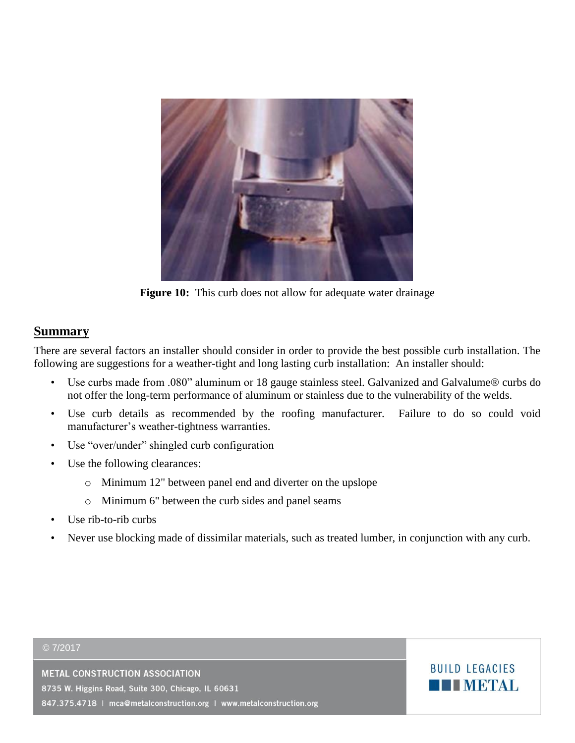**Figure 10:** This curb does not allow for adequate water drainage

## Summary

There are several factors an installer should consider in order to provide the best possible curb installation. The following are suggestions for a weather-tight and long lasting curb installation: An installer should:

- Use curbs made from .080" aluminum or 18 gauge stainless steel. Galvanized and Galvalume® curbs do not offer the long-term performance of aluminum or stainless due to the vulnerability of the welds.
- Use curb details as recommended by the roofing manufacturer. Failure to do so could void manufacturer's weather-tightness warranties.
- Use "over/under" shingled curb configuration
- Use the following clearances:
  - Minimum 12" between panel end and diverter on the upslope
  - Minimum 6" between the curb sides and panel seams
- Use rib-to-rib curbs
- Never use blocking made of dissimilar materials, such as treated lumber, in conjunction with any curb.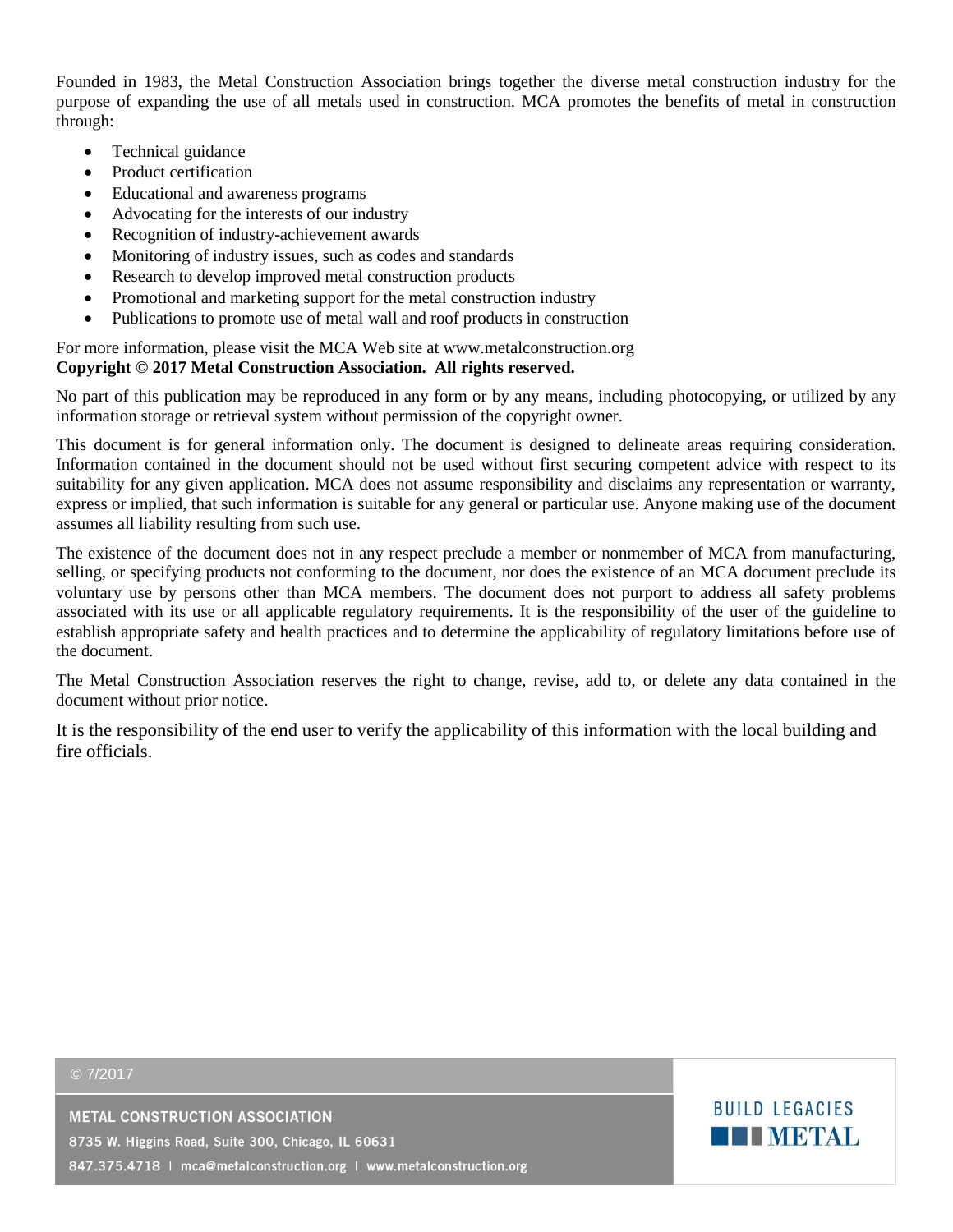Founded in 1983, the Metal Construction Association brings together the diverse metal construction industry for the purpose of expanding the use of all metals used in construction. MCA promotes the benefits of metal in construction through:

- Technical guidance
- Product certification
- Educational and awareness programs
- Advocating for the interests of our industry
- Recognition of industry-achievement awards
- Monitoring of industry issues, such as codes and standards
- Research to develop improved metal construction products
- Promotional and marketing support for the metal construction industry
- Publications to promote use of metal wall and roof products in construction

For more information, please visit the MCA Web site at www.metalconstruction.org
**Copyright © 2017 Metal Construction Association. All rights reserved.**

No part of this publication may be reproduced in any form or by any means, including photocopying, or utilized by any information storage or retrieval system without permission of the copyright owner.

This document is for general information only. The document is designed to delineate areas requiring consideration. Information contained in the document should not be used without first securing competent advice with respect to its suitability for any given application. MCA does not assume responsibility and disclaims any representation or warranty, express or implied, that such information is suitable for any general or particular use. Anyone making use of the document assumes all liability resulting from such use.

The existence of the document does not in any respect preclude a member or nonmember of MCA from manufacturing, selling, or specifying products not conforming to the document, nor does the existence of an MCA document preclude its voluntary use by persons other than MCA members. The document does not purport to address all safety problems associated with its use or all applicable regulatory requirements. It is the responsibility of the user of the guideline to establish appropriate safety and health practices and to determine the applicability of regulatory limitations before use of the document.

The Metal Construction Association reserves the right to change, revise, add to, or delete any data contained in the document without prior notice.

It is the responsibility of the end user to verify the applicability of this information with the local building and fire officials.

© 7/2017

**METAL CONSTRUCTION ASSOCIATION**
8735 W. Higgins Road, Suite 300, Chicago, IL 60631
847.375.4718 | mca@metalconstruction.org | www.metalconstruction.org

BUILD LEGACIES
METAL